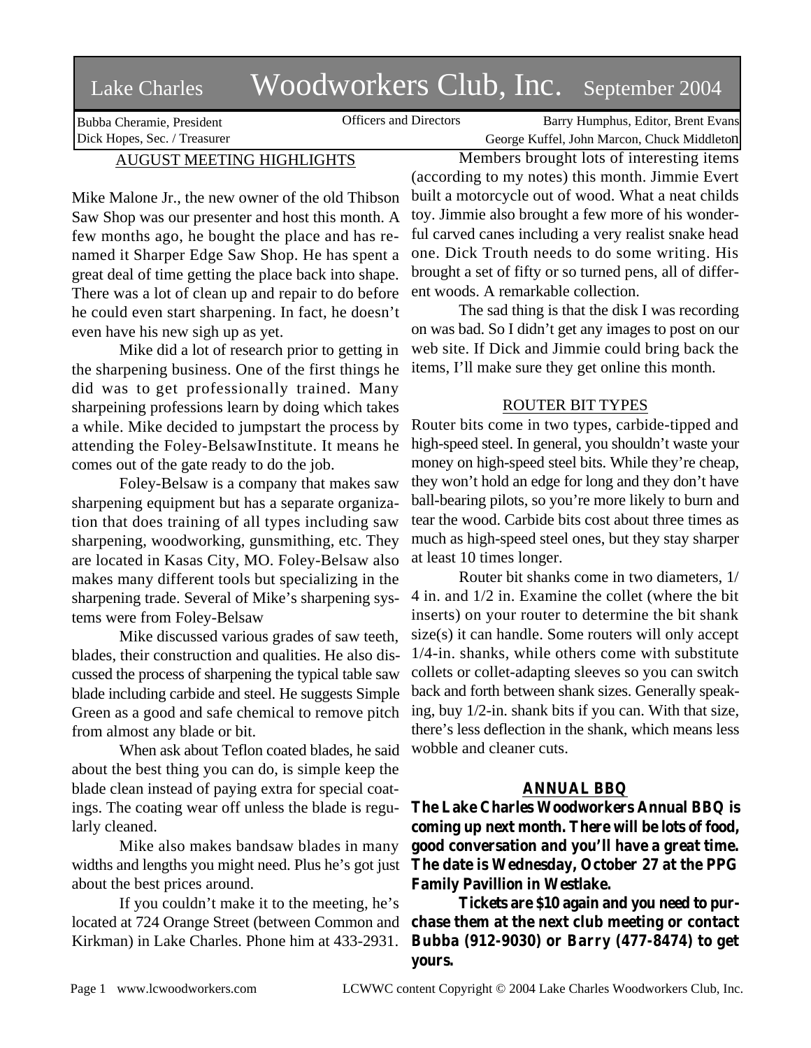// Lake Charles Woodworkers Club, Inc. September 2004

Bubba Cheramie, President | Officers and Directors | Barry Humphus, Editor, Brent Evans
Dick Hopes, Sec. / Treasurer | George Kuffel, John Marcon, Chuck Middleton

## AUGUST MEETING HIGHLIGHTS

Mike Malone Jr., the new owner of the old Thibson Saw Shop was our presenter and host this month. A few months ago, he bought the place and has renamed it Sharper Edge Saw Shop. He has spent a great deal of time getting the place back into shape. There was a lot of clean up and repair to do before he could even start sharpening. In fact, he doesn't even have his new sigh up as yet.

Mike did a lot of research prior to getting in the sharpening business. One of the first things he did was to get professionally trained. Many sharpeining professions learn by doing which takes a while. Mike decided to jumpstart the process by attending the Foley-BelsawInstitute. It means he comes out of the gate ready to do the job.

Foley-Belsaw is a company that makes saw sharpening equipment but has a separate organization that does training of all types including saw sharpening, woodworking, gunsmithing, etc. They are located in Kasas City, MO. Foley-Belsaw also makes many different tools but specializing in the sharpening trade. Several of Mike's sharpening systems were from Foley-Belsaw

Mike discussed various grades of saw teeth, blades, their construction and qualities. He also discussed the process of sharpening the typical table saw blade including carbide and steel. He suggests Simple Green as a good and safe chemical to remove pitch from almost any blade or bit.

When ask about Teflon coated blades, he said about the best thing you can do, is simple keep the blade clean instead of paying extra for special coatings. The coating wear off unless the blade is regularly cleaned.

Mike also makes bandsaw blades in many widths and lengths you might need. Plus he's got just about the best prices around.

If you couldn't make it to the meeting, he's located at 724 Orange Street (between Common and Kirkman) in Lake Charles. Phone him at 433-2931.

Members brought lots of interesting items (according to my notes) this month. Jimmie Evert built a motorcycle out of wood. What a neat childs toy. Jimmie also brought a few more of his wonderful carved canes including a very realist snake head one. Dick Trouth needs to do some writing. His brought a set of fifty or so turned pens, all of different woods. A remarkable collection.

The sad thing is that the disk I was recording on was bad. So I didn't get any images to post on our web site. If Dick and Jimmie could bring back the items, I'll make sure they get online this month.

## ROUTER BIT TYPES

Router bits come in two types, carbide-tipped and high-speed steel. In general, you shouldn't waste your money on high-speed steel bits. While they're cheap, they won't hold an edge for long and they don't have ball-bearing pilots, so you're more likely to burn and tear the wood. Carbide bits cost about three times as much as high-speed steel ones, but they stay sharper at least 10 times longer.

Router bit shanks come in two diameters, 1/4 in. and 1/2 in. Examine the collet (where the bit inserts) on your router to determine the bit shank size(s) it can handle. Some routers will only accept 1/4-in. shanks, while others come with substitute collets or collet-adapting sleeves so you can switch back and forth between shank sizes. Generally speaking, buy 1/2-in. shank bits if you can. With that size, there's less deflection in the shank, which means less wobble and cleaner cuts.

## ANNUAL BBQ

**The Lake Charles Woodworkers Annual BBQ is coming up next month. There will be lots of food, good conversation and you'll have a great time. The date is Wednesday, October 27 at the PPG Family Pavillion in Westlake.**

**Tickets are $10 again and you need to purchase them at the next club meeting or contact Bubba (912-9030) or Barry (477-8474) to get yours.**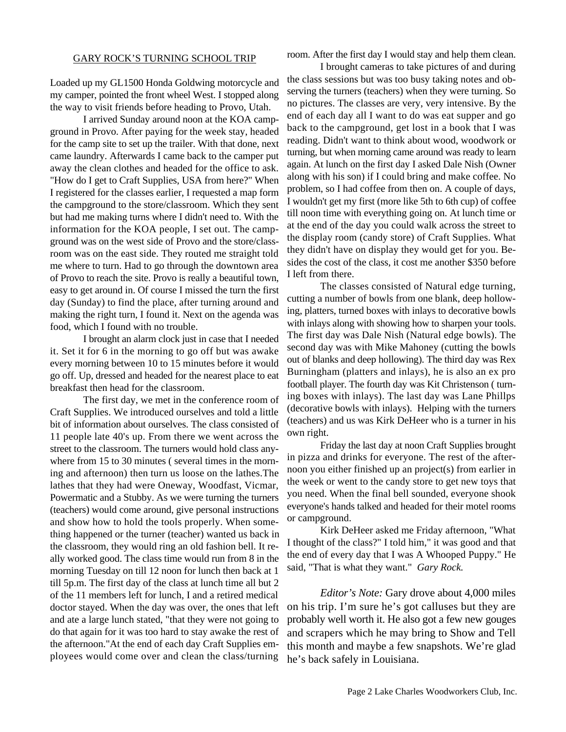## GARY ROCK'S TURNING SCHOOL TRIP

Loaded up my GL1500 Honda Goldwing motorcycle and my camper, pointed the front wheel West. I stopped along the way to visit friends before heading to Provo, Utah.

I arrived Sunday around noon at the KOA campground in Provo. After paying for the week stay, headed for the camp site to set up the trailer. With that done, next came laundry. Afterwards I came back to the camper put away the clean clothes and headed for the office to ask. "How do I get to Craft Supplies, USA from here?" When I registered for the classes earlier, I requested a map form the campground to the store/classroom. Which they sent but had me making turns where I didn't need to. With the information for the KOA people, I set out. The campground was on the west side of Provo and the store/classroom was on the east side. They routed me straight told me where to turn. Had to go through the downtown area of Provo to reach the site. Provo is really a beautiful town, easy to get around in. Of course I missed the turn the first day (Sunday) to find the place, after turning around and making the right turn, I found it. Next on the agenda was food, which I found with no trouble.

I brought an alarm clock just in case that I needed it. Set it for 6 in the morning to go off but was awake every morning between 10 to 15 minutes before it would go off. Up, dressed and headed for the nearest place to eat breakfast then head for the classroom.

The first day, we met in the conference room of Craft Supplies. We introduced ourselves and told a little bit of information about ourselves. The class consisted of 11 people late 40's up. From there we went across the street to the classroom. The turners would hold class anywhere from 15 to 30 minutes ( several times in the morning and afternoon) then turn us loose on the lathes.The lathes that they had were Oneway, Woodfast, Vicmar, Powermatic and a Stubby. As we were turning the turners (teachers) would come around, give personal instructions and show how to hold the tools properly. When something happened or the turner (teacher) wanted us back in the classroom, they would ring an old fashion bell. It really worked good. The class time would run from 8 in the morning Tuesday on till 12 noon for lunch then back at 1 till 5p.m. The first day of the class at lunch time all but 2 of the 11 members left for lunch, I and a retired medical doctor stayed. When the day was over, the ones that left and ate a large lunch stated, "that they were not going to do that again for it was too hard to stay awake the rest of the afternoon."At the end of each day Craft Supplies employees would come over and clean the class/turning room. After the first day I would stay and help them clean.

I brought cameras to take pictures of and during the class sessions but was too busy taking notes and observing the turners (teachers) when they were turning. So no pictures. The classes are very, very intensive. By the end of each day all I want to do was eat supper and go back to the campground, get lost in a book that I was reading. Didn't want to think about wood, woodwork or turning, but when morning came around was ready to learn again. At lunch on the first day I asked Dale Nish (Owner along with his son) if I could bring and make coffee. No problem, so I had coffee from then on. A couple of days, I wouldn't get my first (more like 5th to 6th cup) of coffee till noon time with everything going on. At lunch time or at the end of the day you could walk across the street to the display room (candy store) of Craft Supplies. What they didn't have on display they would get for you. Besides the cost of the class, it cost me another $350 before I left from there.

The classes consisted of Natural edge turning, cutting a number of bowls from one blank, deep hollowing, platters, turned boxes with inlays to decorative bowls with inlays along with showing how to sharpen your tools. The first day was Dale Nish (Natural edge bowls). The second day was with Mike Mahoney (cutting the bowls out of blanks and deep hollowing). The third day was Rex Burningham (platters and inlays), he is also an ex pro football player. The fourth day was Kit Christenson ( turning boxes with inlays). The last day was Lane Phillps (decorative bowls with inlays). Helping with the turners (teachers) and us was Kirk DeHeer who is a turner in his own right.

Friday the last day at noon Craft Supplies brought in pizza and drinks for everyone. The rest of the afternoon you either finished up an project(s) from earlier in the week or went to the candy store to get new toys that you need. When the final bell sounded, everyone shook everyone's hands talked and headed for their motel rooms or campground.

Kirk DeHeer asked me Friday afternoon, "What I thought of the class?" I told him," it was good and that the end of every day that I was A Whooped Puppy." He said, "That is what they want." *Gary Rock.*

*Editor's Note:* Gary drove about 4,000 miles on his trip. I'm sure he's got calluses but they are probably well worth it. He also got a few new gouges and scrapers which he may bring to Show and Tell this month and maybe a few snapshots. We're glad he's back safely in Louisiana.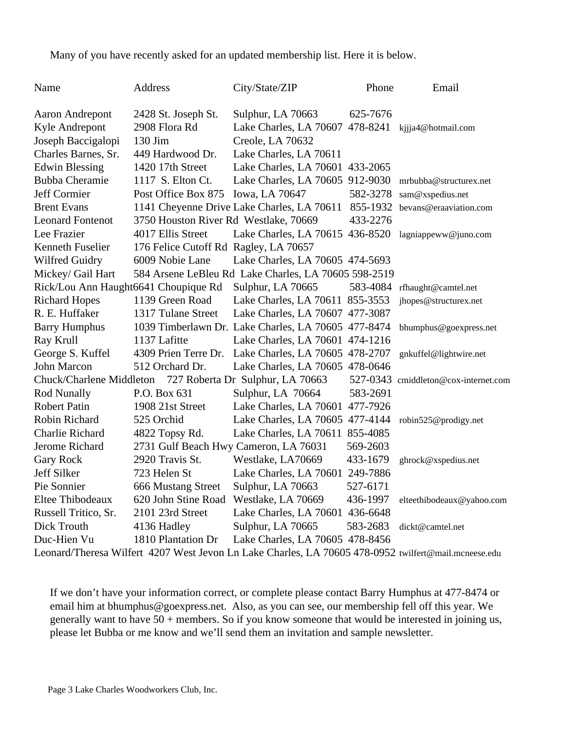Many of you have recently asked for an updated membership list. Here it is below.

| Name | Address | City/State/ZIP | Phone | Email |
|---|---|---|---|---|
| Aaron Andrepont | 2428 St. Joseph St. | Sulphur, LA 70663 | 625-7676 | |
| Kyle Andrepont | 2908 Flora Rd | Lake Charles, LA 70607 | 478-8241 | kjjja4@hotmail.com |
| Joseph Baccigalopi | 130 Jim | Creole, LA 70632 | | |
| Charles Barnes, Sr. | 449 Hardwood Dr. | Lake Charles, LA 70611 | | |
| Edwin Blessing | 1420 17th Street | Lake Charles, LA 70601 | 433-2065 | |
| Bubba Cheramie | 1117 S. Elton Ct. | Lake Charles, LA 70605 | 912-9030 | mrbubba@structurex.net |
| Jeff Cormier | Post Office Box 875 | Iowa, LA 70647 | 582-3278 | sam@xspedius.net |
| Brent Evans | 1141 Cheyenne Drive | Lake Charles, LA 70611 | 855-1932 | bevans@eraaviation.com |
| Leonard Fontenot | 3750 Houston River Rd | Westlake, 70669 | 433-2276 | |
| Lee Frazier | 4017 Ellis Street | Lake Charles, LA 70615 | 436-8520 | lagniappeww@juno.com |
| Kenneth Fuselier | 176 Felice Cutoff Rd | Ragley, LA 70657 | | |
| Wilfred Guidry | 6009 Nobie Lane | Lake Charles, LA 70605 | 474-5693 | |
| Mickey/ Gail Hart | 584 Arsene LeBleu Rd | Lake Charles, LA 70605 | 598-2519 | |
| Rick/Lou Ann Haught | 6641 Choupique Rd | Sulphur, LA 70665 | 583-4084 | rfhaught@camtel.net |
| Richard Hopes | 1139 Green Road | Lake Charles, LA 70611 | 855-3553 | jhopes@structurex.net |
| R. E. Huffaker | 1317 Tulane Street | Lake Charles, LA 70607 | 477-3087 | |
| Barry Humphus | 1039 Timberlawn Dr. | Lake Charles, LA 70605 | 477-8474 | bhumphus@goexpress.net |
| Ray Krull | 1137 Lafitte | Lake Charles, LA 70601 | 474-1216 | |
| George S. Kuffel | 4309 Prien Terre Dr. | Lake Charles, LA 70605 | 478-2707 | gnkuffel@lightwire.net |
| John Marcon | 512 Orchard Dr. | Lake Charles, LA 70605 | 478-0646 | |
| Chuck/Charlene Middleton | 727 Roberta Dr | Sulphur, LA 70663 | 527-0343 | cmiddleton@cox-internet.com |
| Rod Nunally | P.O. Box 631 | Sulphur, LA 70664 | 583-2691 | |
| Robert Patin | 1908 21st Street | Lake Charles, LA 70601 | 477-7926 | |
| Robin Richard | 525 Orchid | Lake Charles, LA 70605 | 477-4144 | robin525@prodigy.net |
| Charlie Richard | 4822 Topsy Rd. | Lake Charles, LA 70611 | 855-4085 | |
| Jerome Richard | 2731 Gulf Beach Hwy | Cameron, LA 76031 | 569-2603 | |
| Gary Rock | 2920 Travis St. | Westlake, LA70669 | 433-1679 | ghrock@xspedius.net |
| Jeff Silker | 723 Helen St | Lake Charles, LA 70601 | 249-7886 | |
| Pie Sonnier | 666 Mustang Street | Sulphur, LA 70663 | 527-6171 | |
| Eltee Thibodeaux | 620 John Stine Road | Westlake, LA 70669 | 436-1997 | elteethibodeaux@yahoo.com |
| Russell Tritico, Sr. | 2101 23rd Street | Lake Charles, LA 70601 | 436-6648 | |
| Dick Trouth | 4136 Hadley | Sulphur, LA 70665 | 583-2683 | dickt@camtel.net |
| Duc-Hien Vu | 1810 Plantation Dr | Lake Charles, LA 70605 | 478-8456 | |
| Leonard/Theresa Wilfert | 4207 West Jevon Ln | Lake Charles, LA 70605 | 478-0952 | twilfert@mail.mcneese.edu |

If we don't have your information correct, or complete please contact Barry Humphus at 477-8474 or email him at bhumphus@goexpress.net. Also, as you can see, our membership fell off this year. We generally want to have 50 + members. So if you know someone that would be interested in joining us, please let Bubba or me know and we'll send them an invitation and sample newsletter.